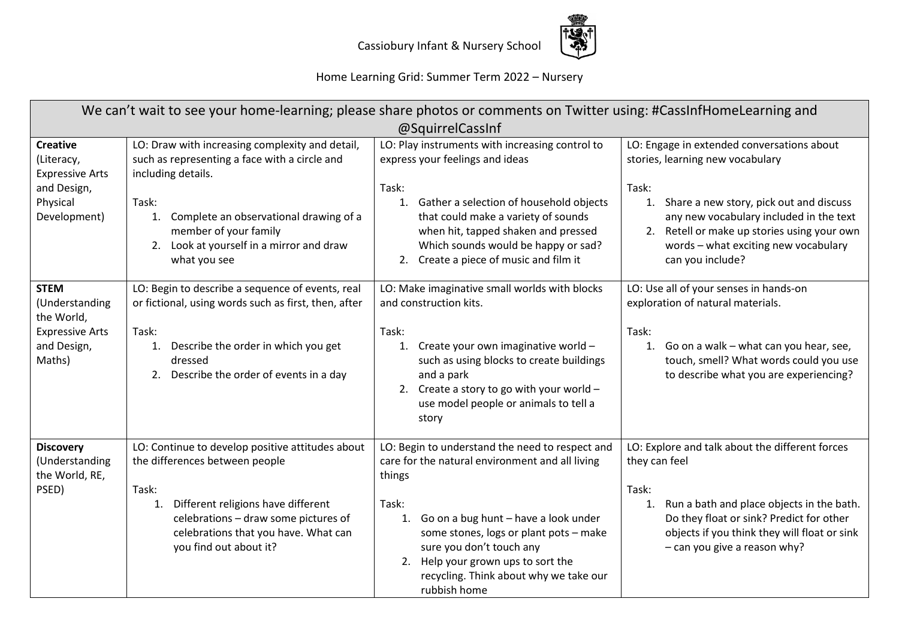Cassiobury Infant & Nursery School

Home Learning Grid: Summer Term 2022 – Nursery

| We can't wait to see your home-learning; please share photos or comments on Twitter using: #CassInfHomeLearning and @SquirrelCassInf | | | |
|---|---|---|---|
| **Creative** (Literacy, Expressive Arts and Design, Physical Development) | LO: Draw with increasing complexity and detail, such as representing a face with a circle and including details.<br><br>Task:<br>1. Complete an observational drawing of a member of your family<br>2. Look at yourself in a mirror and draw what you see | LO: Play instruments with increasing control to express your feelings and ideas<br><br>Task:<br>1. Gather a selection of household objects that could make a variety of sounds when hit, tapped shaken and pressed Which sounds would be happy or sad?<br>2. Create a piece of music and film it | LO: Engage in extended conversations about stories, learning new vocabulary<br><br>Task:<br>1. Share a new story, pick out and discuss any new vocabulary included in the text<br>2. Retell or make up stories using your own words – what exciting new vocabulary can you include? |
| **STEM** (Understanding the World, Expressive Arts and Design, Maths) | LO: Begin to describe a sequence of events, real or fictional, using words such as first, then, after<br><br>Task:<br>1. Describe the order in which you get dressed<br>2. Describe the order of events in a day | LO: Make imaginative small worlds with blocks and construction kits.<br><br>Task:<br>1. Create your own imaginative world – such as using blocks to create buildings and a park<br>2. Create a story to go with your world – use model people or animals to tell a story | LO: Use all of your senses in hands-on exploration of natural materials.<br><br>Task:<br>1. Go on a walk – what can you hear, see, touch, smell? What words could you use to describe what you are experiencing? |
| **Discovery** (Understanding the World, RE, PSED) | LO: Continue to develop positive attitudes about the differences between people<br><br>Task:<br>1. Different religions have different celebrations – draw some pictures of celebrations that you have. What can you find out about it? | LO: Begin to understand the need to respect and care for the natural environment and all living things<br><br>Task:<br>1. Go on a bug hunt – have a look under some stones, logs or plant pots – make sure you don't touch any<br>2. Help your grown ups to sort the recycling. Think about why we take our rubbish home | LO: Explore and talk about the different forces they can feel<br><br>Task:<br>1. Run a bath and place objects in the bath. Do they float or sink? Predict for other objects if you think they will float or sink – can you give a reason why? |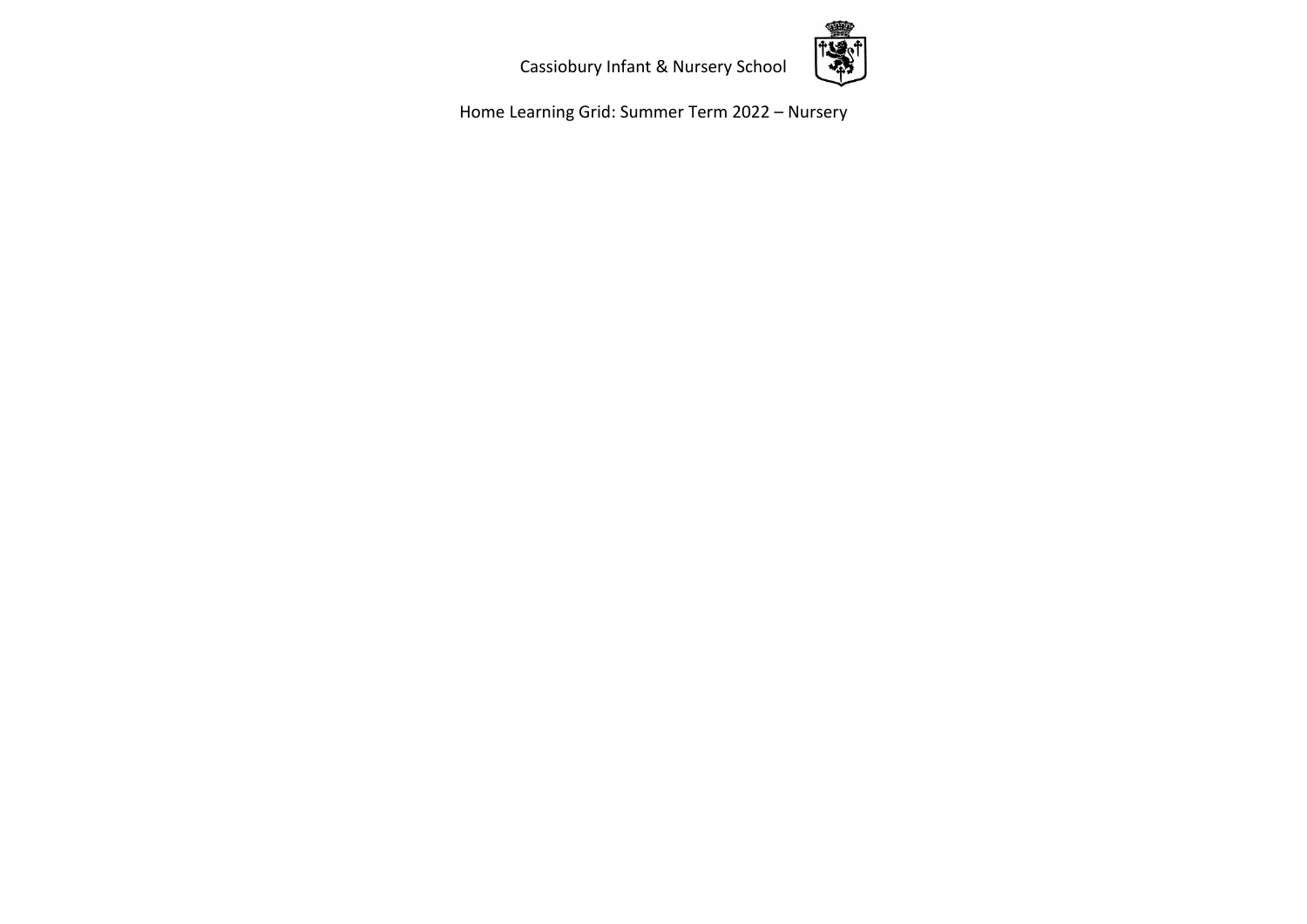Cassiobury Infant & Nursery School

Home Learning Grid: Summer Term 2022 – Nursery